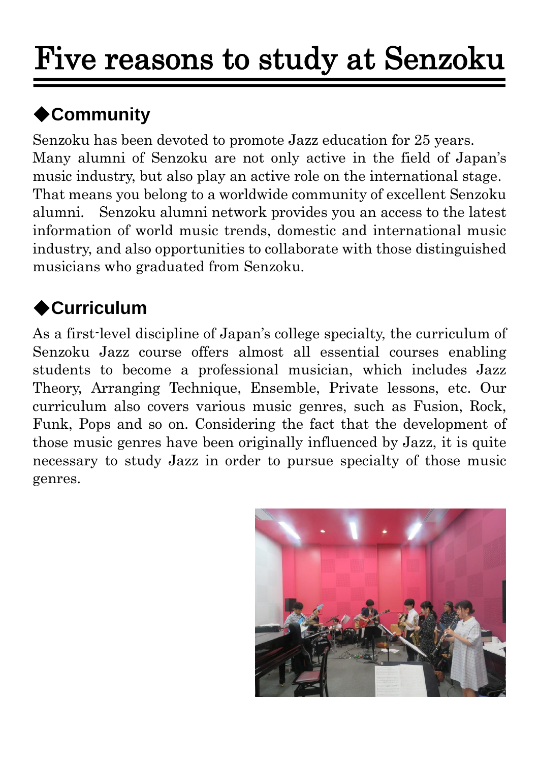# Five reasons to study at Senzoku

## ◆Community

Senzoku has been devoted to promote Jazz education for 25 years. Many alumni of Senzoku are not only active in the field of Japan's music industry, but also play an active role on the international stage. That means you belong to a worldwide community of excellent Senzoku alumni. Senzoku alumni network provides you an access to the latest information of world music trends, domestic and international music industry, and also opportunities to collaborate with those distinguished musicians who graduated from Senzoku.

## ◆Curriculum

As a first-level discipline of Japan's college specialty, the curriculum of Senzoku Jazz course offers almost all essential courses enabling students to become a professional musician, which includes Jazz Theory, Arranging Technique, Ensemble, Private lessons, etc. Our curriculum also covers various music genres, such as Fusion, Rock, Funk, Pops and so on. Considering the fact that the development of those music genres have been originally influenced by Jazz, it is quite necessary to study Jazz in order to pursue specialty of those music genres.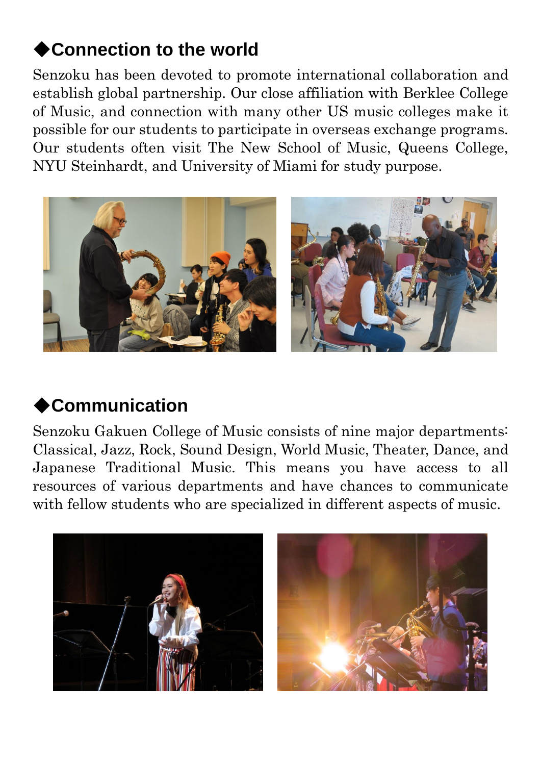## ◆Connection to the world

Senzoku has been devoted to promote international collaboration and establish global partnership. Our close affiliation with Berklee College of Music, and connection with many other US music colleges make it possible for our students to participate in overseas exchange programs. Our students often visit The New School of Music, Queens College, NYU Steinhardt, and University of Miami for study purpose.

## ◆Communication

Senzoku Gakuen College of Music consists of nine major departments: Classical, Jazz, Rock, Sound Design, World Music, Theater, Dance, and Japanese Traditional Music. This means you have access to all resources of various departments and have chances to communicate with fellow students who are specialized in different aspects of music.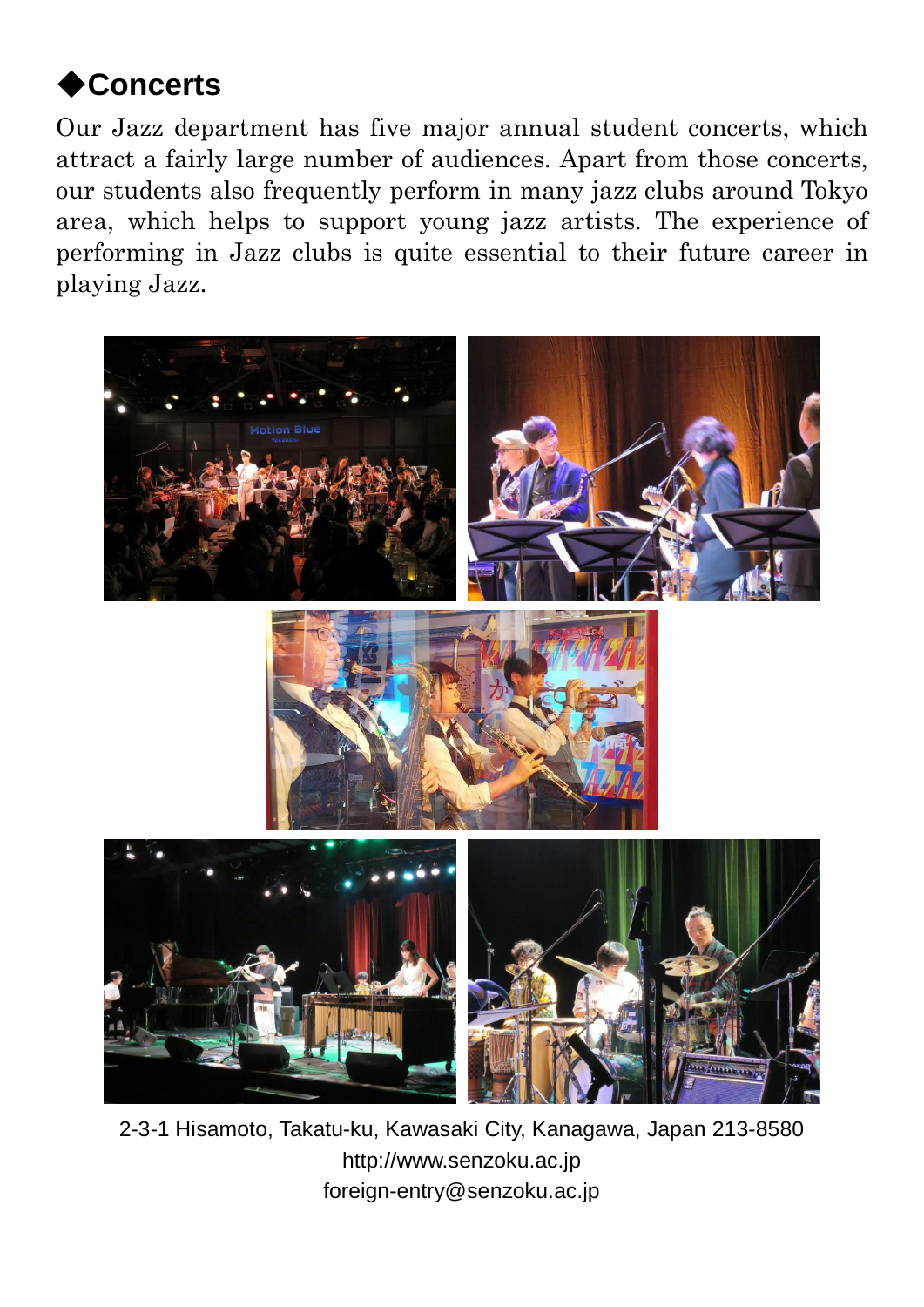## ◆Concerts

Our Jazz department has five major annual student concerts, which attract a fairly large number of audiences. Apart from those concerts, our students also frequently perform in many jazz clubs around Tokyo area, which helps to support young jazz artists. The experience of performing in Jazz clubs is quite essential to their future career in playing Jazz.

2-3-1 Hisamoto, Takatu-ku, Kawasaki City, Kanagawa, Japan 213-8580
http://www.senzoku.ac.jp
foreign-entry@senzoku.ac.jp